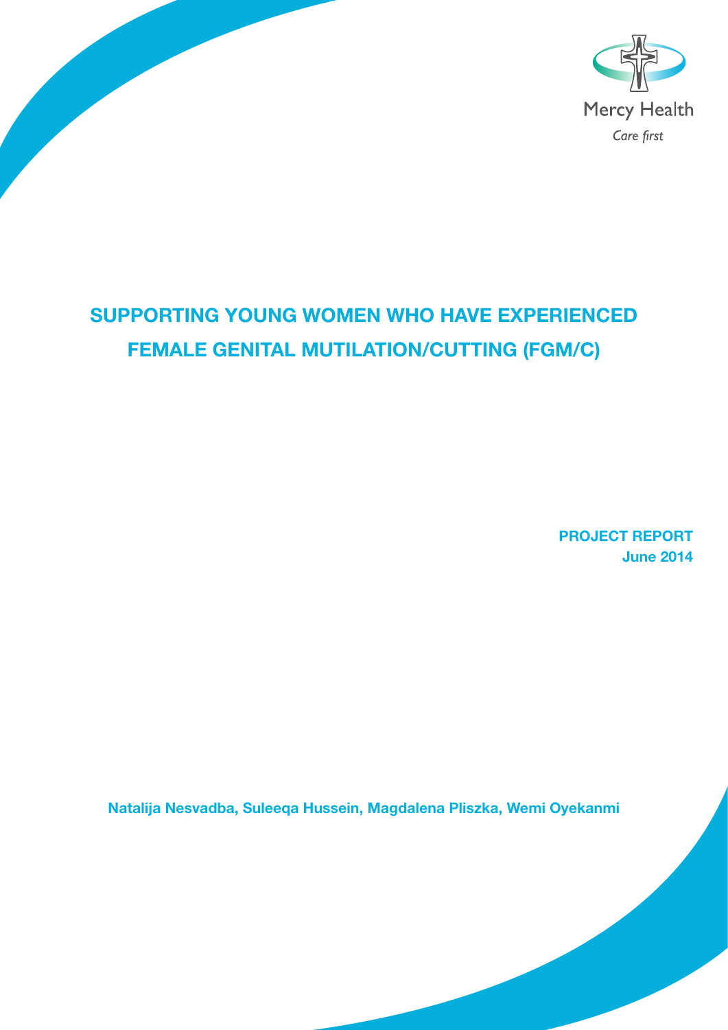Mercy Health

*Care first*

# SUPPORTING YOUNG WOMEN WHO HAVE EXPERIENCED FEMALE GENITAL MUTILATION/CUTTING (FGM/C)

**PROJECT REPORT**
**June 2014**

**Natalija Nesvadba, Suleeqa Hussein, Magdalena Pliszka, Wemi Oyekanmi**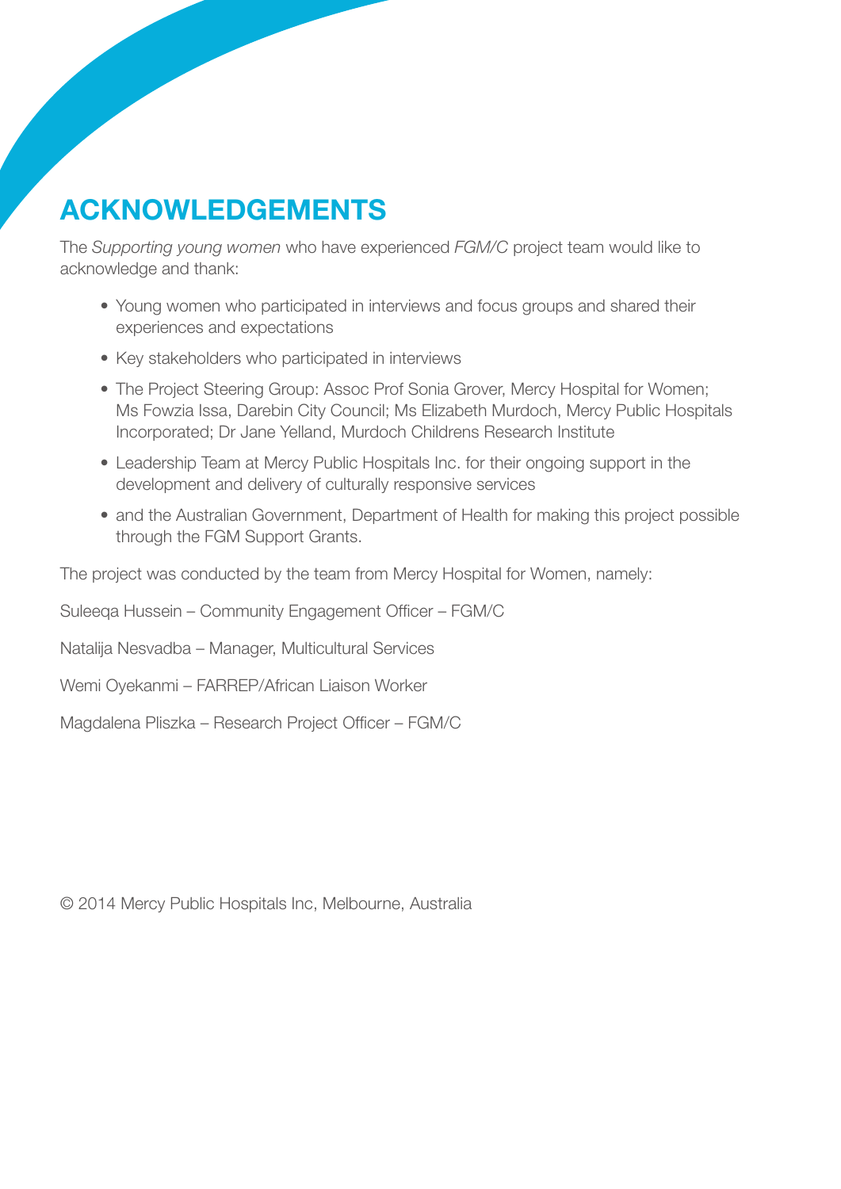# ACKNOWLEDGEMENTS

The *Supporting young women* who have experienced *FGM/C* project team would like to acknowledge and thank:

- Young women who participated in interviews and focus groups and shared their experiences and expectations
- Key stakeholders who participated in interviews
- The Project Steering Group: Assoc Prof Sonia Grover, Mercy Hospital for Women; Ms Fowzia Issa, Darebin City Council; Ms Elizabeth Murdoch, Mercy Public Hospitals Incorporated; Dr Jane Yelland, Murdoch Childrens Research Institute
- Leadership Team at Mercy Public Hospitals Inc. for their ongoing support in the development and delivery of culturally responsive services
- and the Australian Government, Department of Health for making this project possible through the FGM Support Grants.

The project was conducted by the team from Mercy Hospital for Women, namely:

Suleeqa Hussein – Community Engagement Officer – FGM/C

Natalija Nesvadba – Manager, Multicultural Services

Wemi Oyekanmi – FARREP/African Liaison Worker

Magdalena Pliszka – Research Project Officer – FGM/C

© 2014 Mercy Public Hospitals Inc, Melbourne, Australia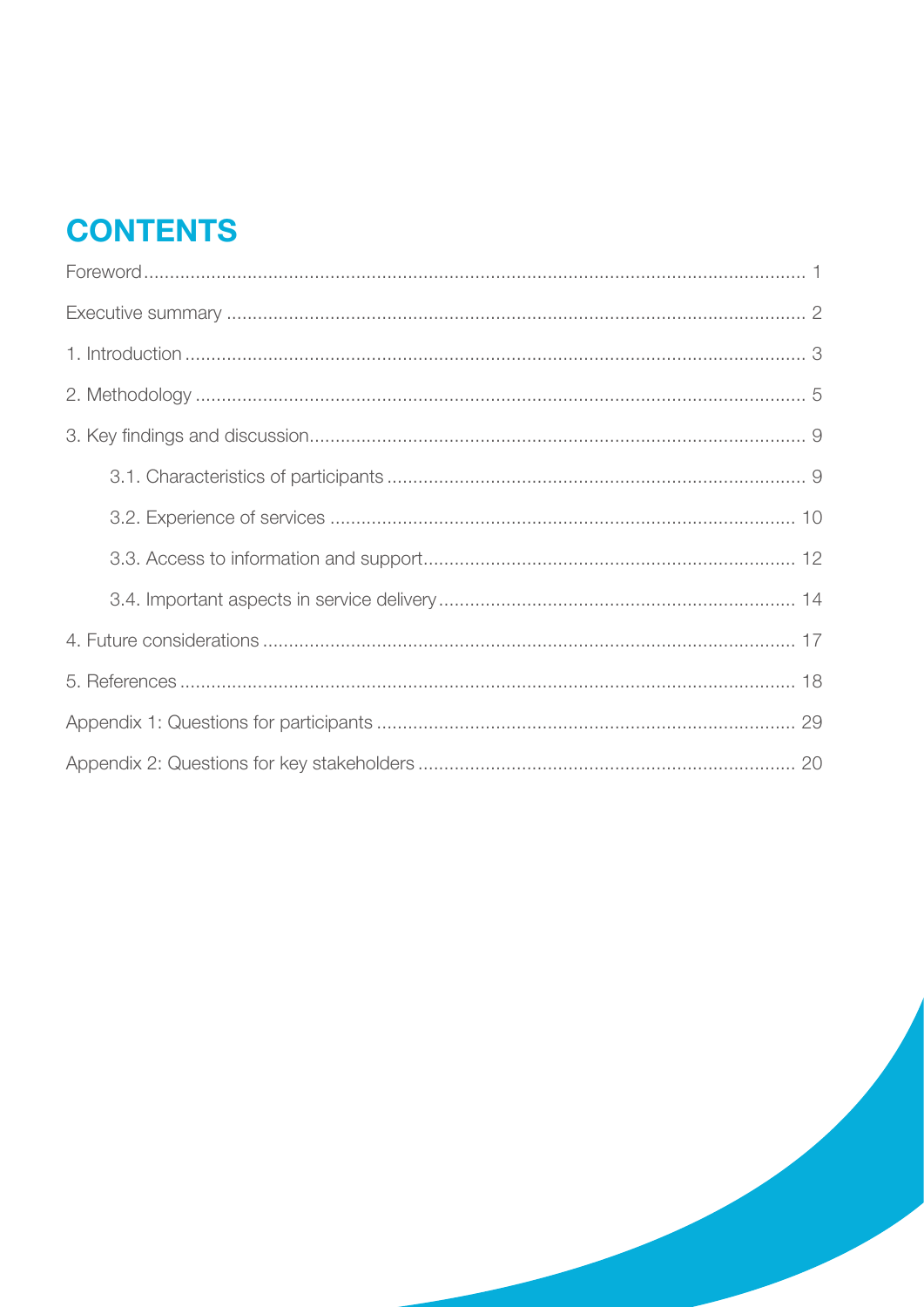# CONTENTS

Foreword ........................................................................................................................ 1

Executive summary ........................................................................................................ 2

1. Introduction ................................................................................................................ 3

2. Methodology ............................................................................................................... 5

3. Key findings and discussion ......................................................................................... 9

   3.1. Characteristics of participants ............................................................................... 9

   3.2. Experience of services ......................................................................................... 10

   3.3. Access to information and support ....................................................................... 12

   3.4. Important aspects in service delivery .................................................................... 14

4. Future considerations ................................................................................................. 17

5. References ................................................................................................................ 18

Appendix 1: Questions for participants ............................................................................ 29

Appendix 2: Questions for key stakeholders ..................................................................... 20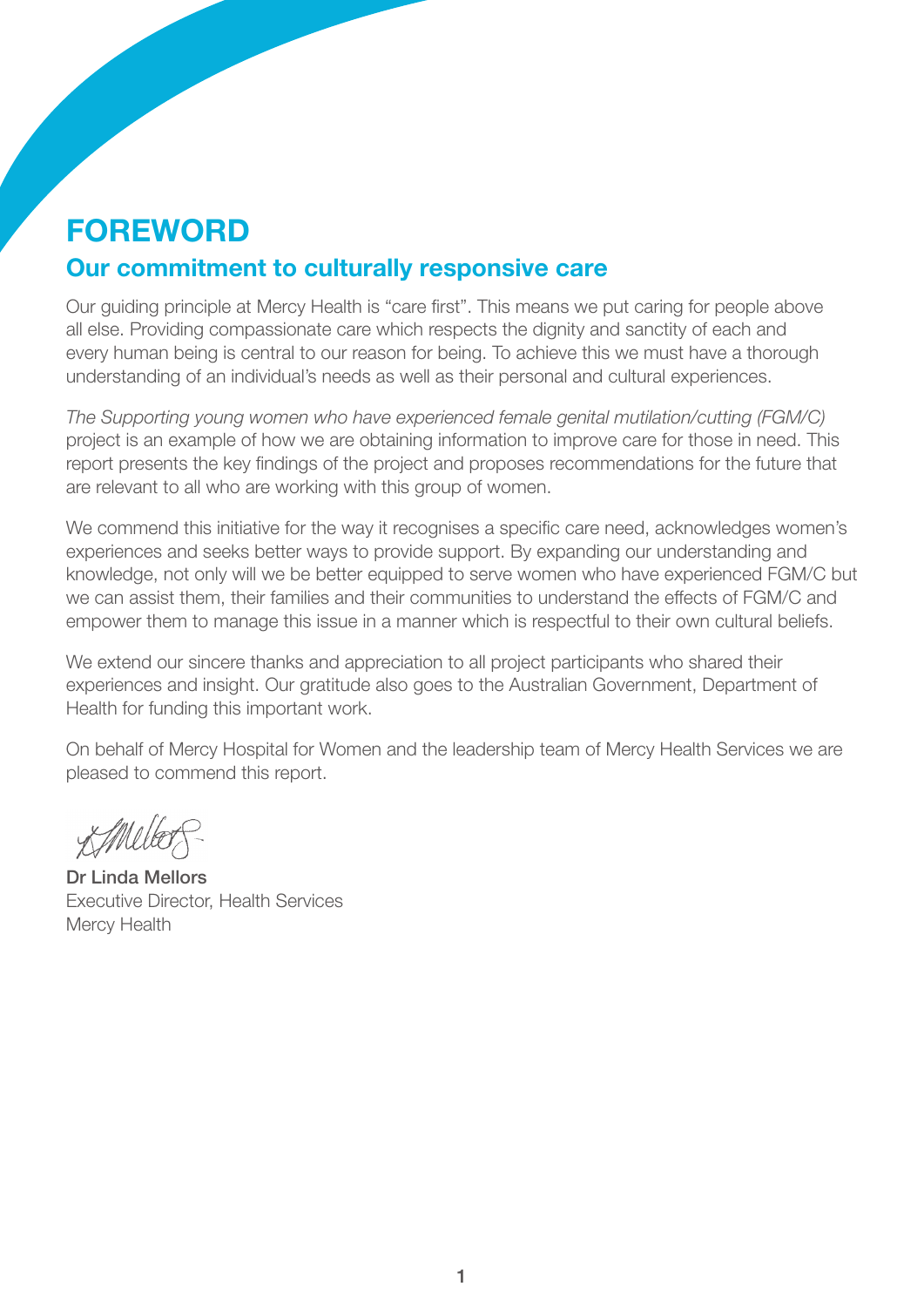# FOREWORD

## Our commitment to culturally responsive care

Our guiding principle at Mercy Health is "care first". This means we put caring for people above all else. Providing compassionate care which respects the dignity and sanctity of each and every human being is central to our reason for being. To achieve this we must have a thorough understanding of an individual's needs as well as their personal and cultural experiences.

*The Supporting young women who have experienced female genital mutilation/cutting (FGM/C)* project is an example of how we are obtaining information to improve care for those in need. This report presents the key findings of the project and proposes recommendations for the future that are relevant to all who are working with this group of women.

We commend this initiative for the way it recognises a specific care need, acknowledges women's experiences and seeks better ways to provide support. By expanding our understanding and knowledge, not only will we be better equipped to serve women who have experienced FGM/C but we can assist them, their families and their communities to understand the effects of FGM/C and empower them to manage this issue in a manner which is respectful to their own cultural beliefs.

We extend our sincere thanks and appreciation to all project participants who shared their experiences and insight. Our gratitude also goes to the Australian Government, Department of Health for funding this important work.

On behalf of Mercy Hospital for Women and the leadership team of Mercy Health Services we are pleased to commend this report.

**Dr Linda Mellors**
Executive Director, Health Services
Mercy Health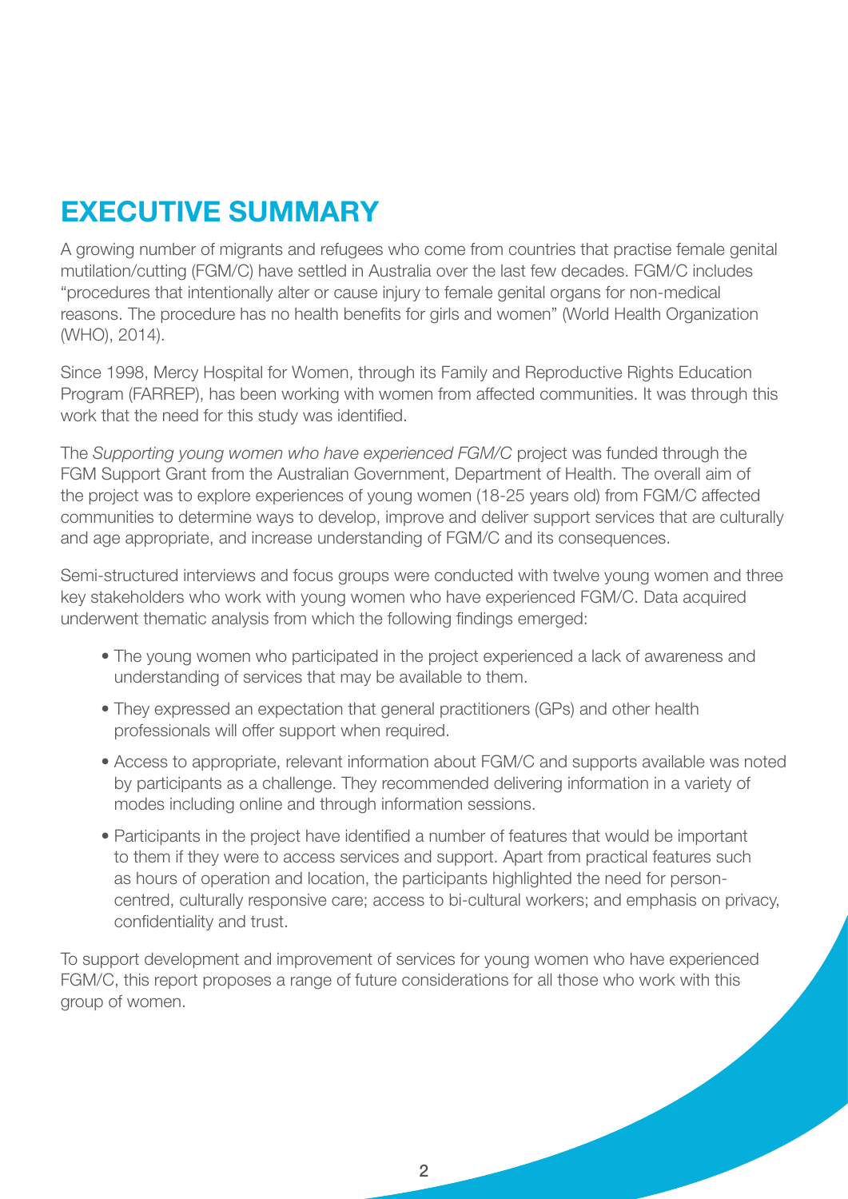# EXECUTIVE SUMMARY

A growing number of migrants and refugees who come from countries that practise female genital mutilation/cutting (FGM/C) have settled in Australia over the last few decades. FGM/C includes "procedures that intentionally alter or cause injury to female genital organs for non-medical reasons. The procedure has no health benefits for girls and women" (World Health Organization (WHO), 2014).

Since 1998, Mercy Hospital for Women, through its Family and Reproductive Rights Education Program (FARREP), has been working with women from affected communities. It was through this work that the need for this study was identified.

The *Supporting young women who have experienced FGM/C* project was funded through the FGM Support Grant from the Australian Government, Department of Health. The overall aim of the project was to explore experiences of young women (18-25 years old) from FGM/C affected communities to determine ways to develop, improve and deliver support services that are culturally and age appropriate, and increase understanding of FGM/C and its consequences.

Semi-structured interviews and focus groups were conducted with twelve young women and three key stakeholders who work with young women who have experienced FGM/C. Data acquired underwent thematic analysis from which the following findings emerged:

- The young women who participated in the project experienced a lack of awareness and understanding of services that may be available to them.
- They expressed an expectation that general practitioners (GPs) and other health professionals will offer support when required.
- Access to appropriate, relevant information about FGM/C and supports available was noted by participants as a challenge. They recommended delivering information in a variety of modes including online and through information sessions.
- Participants in the project have identified a number of features that would be important to them if they were to access services and support. Apart from practical features such as hours of operation and location, the participants highlighted the need for person-centred, culturally responsive care; access to bi-cultural workers; and emphasis on privacy, confidentiality and trust.

To support development and improvement of services for young women who have experienced FGM/C, this report proposes a range of future considerations for all those who work with this group of women.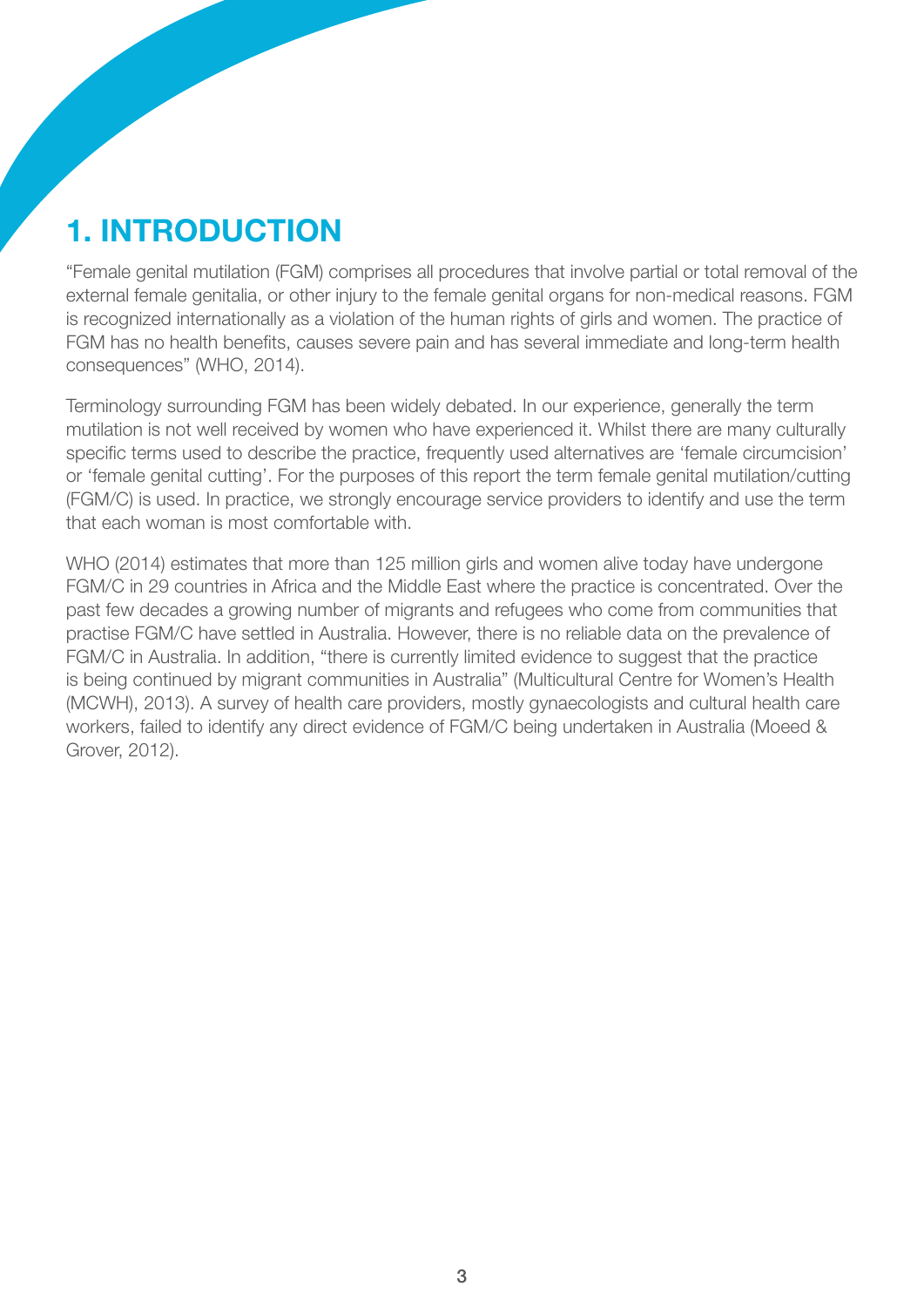# 1. INTRODUCTION

"Female genital mutilation (FGM) comprises all procedures that involve partial or total removal of the external female genitalia, or other injury to the female genital organs for non-medical reasons. FGM is recognized internationally as a violation of the human rights of girls and women. The practice of FGM has no health benefits, causes severe pain and has several immediate and long-term health consequences" (WHO, 2014).

Terminology surrounding FGM has been widely debated. In our experience, generally the term mutilation is not well received by women who have experienced it. Whilst there are many culturally specific terms used to describe the practice, frequently used alternatives are 'female circumcision' or 'female genital cutting'. For the purposes of this report the term female genital mutilation/cutting (FGM/C) is used. In practice, we strongly encourage service providers to identify and use the term that each woman is most comfortable with.

WHO (2014) estimates that more than 125 million girls and women alive today have undergone FGM/C in 29 countries in Africa and the Middle East where the practice is concentrated. Over the past few decades a growing number of migrants and refugees who come from communities that practise FGM/C have settled in Australia. However, there is no reliable data on the prevalence of FGM/C in Australia. In addition, "there is currently limited evidence to suggest that the practice is being continued by migrant communities in Australia" (Multicultural Centre for Women's Health (MCWH), 2013). A survey of health care providers, mostly gynaecologists and cultural health care workers, failed to identify any direct evidence of FGM/C being undertaken in Australia (Moeed & Grover, 2012).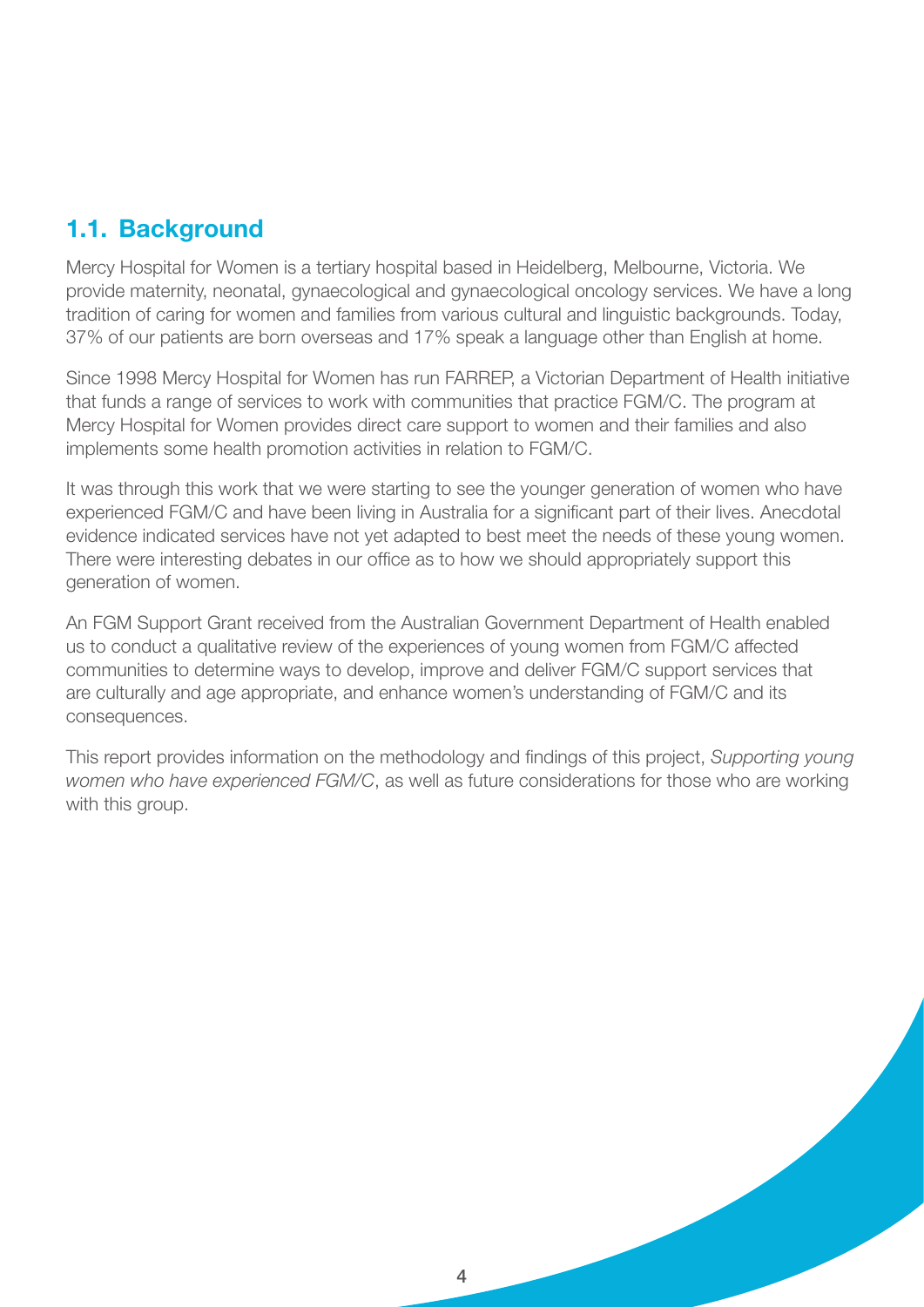## 1.1. Background

Mercy Hospital for Women is a tertiary hospital based in Heidelberg, Melbourne, Victoria. We provide maternity, neonatal, gynaecological and gynaecological oncology services. We have a long tradition of caring for women and families from various cultural and linguistic backgrounds. Today, 37% of our patients are born overseas and 17% speak a language other than English at home.

Since 1998 Mercy Hospital for Women has run FARREP, a Victorian Department of Health initiative that funds a range of services to work with communities that practice FGM/C. The program at Mercy Hospital for Women provides direct care support to women and their families and also implements some health promotion activities in relation to FGM/C.

It was through this work that we were starting to see the younger generation of women who have experienced FGM/C and have been living in Australia for a significant part of their lives. Anecdotal evidence indicated services have not yet adapted to best meet the needs of these young women. There were interesting debates in our office as to how we should appropriately support this generation of women.

An FGM Support Grant received from the Australian Government Department of Health enabled us to conduct a qualitative review of the experiences of young women from FGM/C affected communities to determine ways to develop, improve and deliver FGM/C support services that are culturally and age appropriate, and enhance women's understanding of FGM/C and its consequences.

This report provides information on the methodology and findings of this project, *Supporting young women who have experienced FGM/C*, as well as future considerations for those who are working with this group.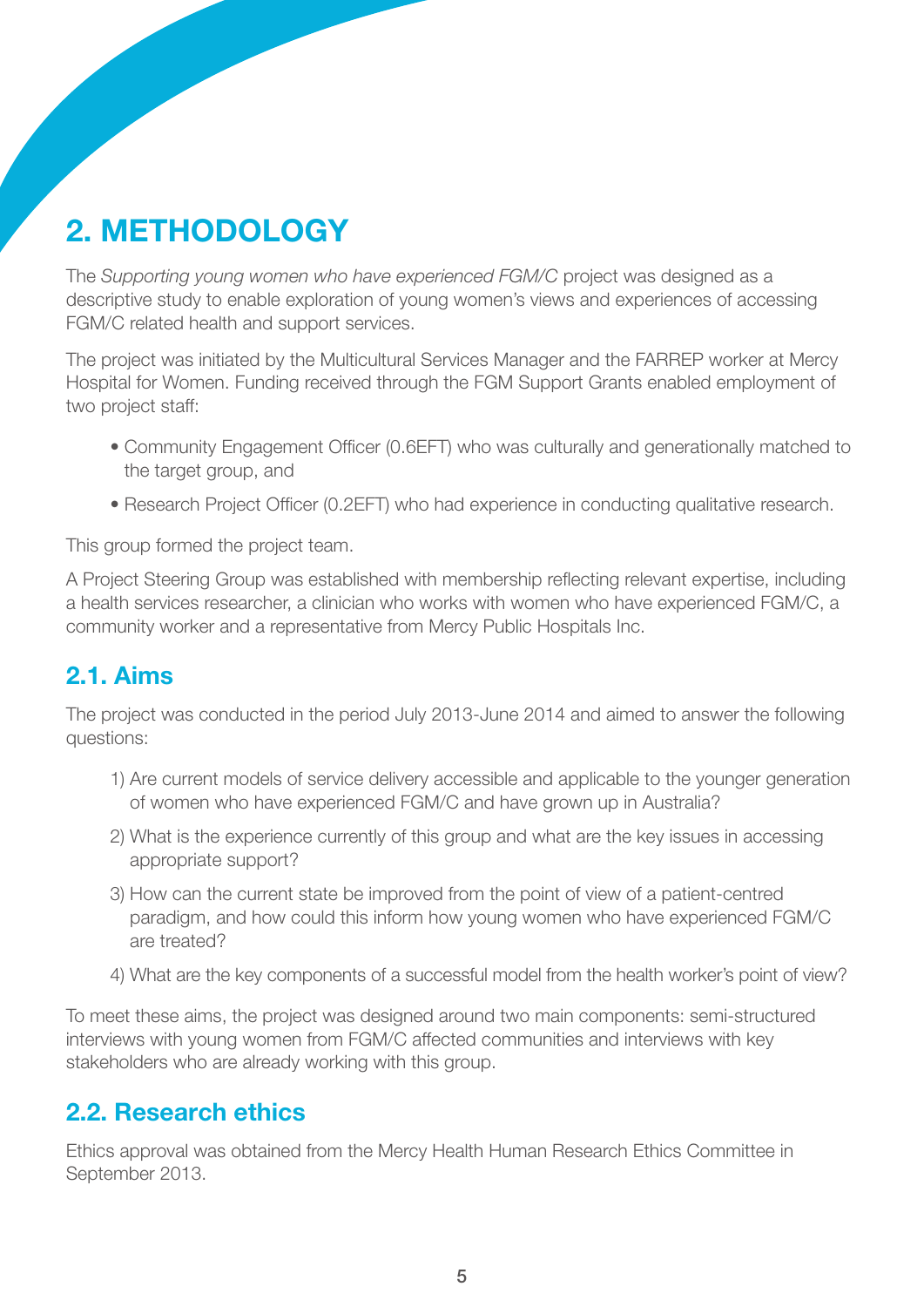# 2. METHODOLOGY

The *Supporting young women who have experienced FGM/C* project was designed as a descriptive study to enable exploration of young women's views and experiences of accessing FGM/C related health and support services.

The project was initiated by the Multicultural Services Manager and the FARREP worker at Mercy Hospital for Women. Funding received through the FGM Support Grants enabled employment of two project staff:

- Community Engagement Officer (0.6EFT) who was culturally and generationally matched to the target group, and
- Research Project Officer (0.2EFT) who had experience in conducting qualitative research.

This group formed the project team.

A Project Steering Group was established with membership reflecting relevant expertise, including a health services researcher, a clinician who works with women who have experienced FGM/C, a community worker and a representative from Mercy Public Hospitals Inc.

## 2.1. Aims

The project was conducted in the period July 2013-June 2014 and aimed to answer the following questions:

1) Are current models of service delivery accessible and applicable to the younger generation of women who have experienced FGM/C and have grown up in Australia?
2) What is the experience currently of this group and what are the key issues in accessing appropriate support?
3) How can the current state be improved from the point of view of a patient-centred paradigm, and how could this inform how young women who have experienced FGM/C are treated?
4) What are the key components of a successful model from the health worker's point of view?

To meet these aims, the project was designed around two main components: semi-structured interviews with young women from FGM/C affected communities and interviews with key stakeholders who are already working with this group.

## 2.2. Research ethics

Ethics approval was obtained from the Mercy Health Human Research Ethics Committee in September 2013.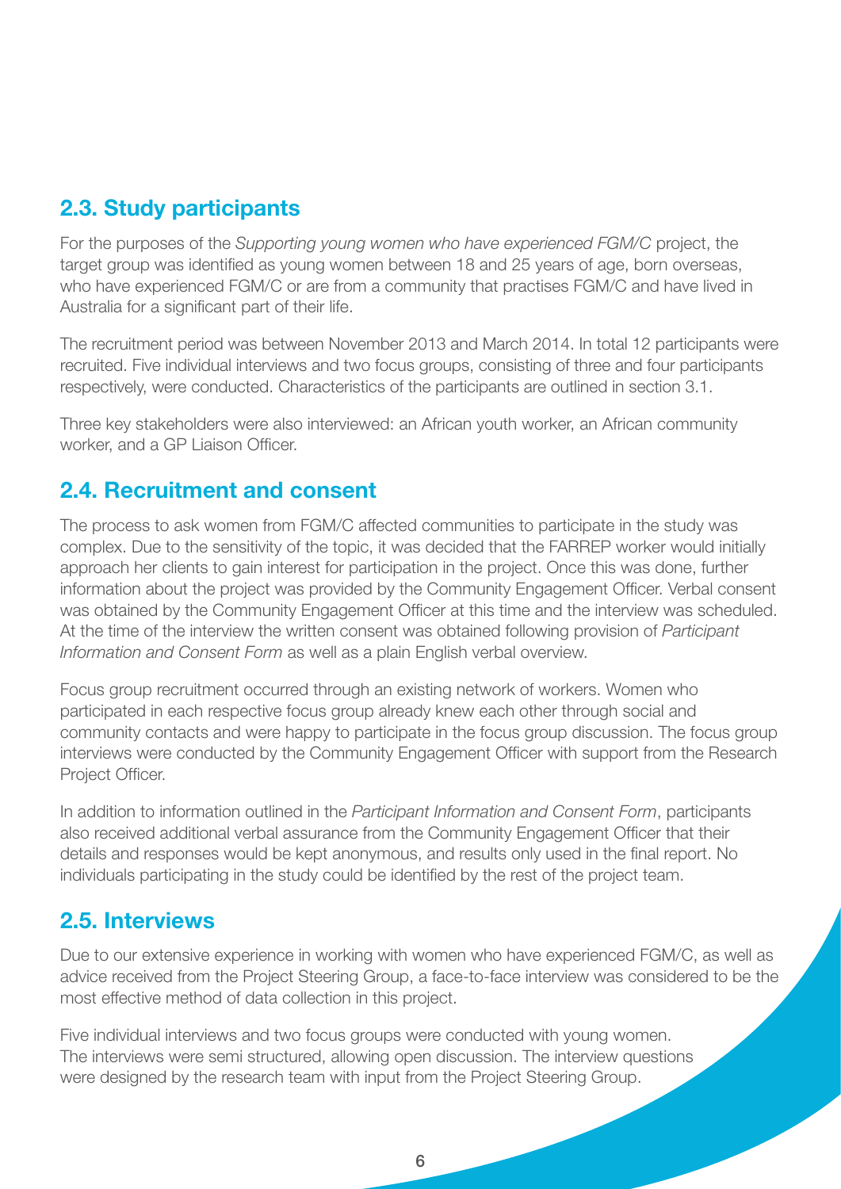## 2.3. Study participants

For the purposes of the *Supporting young women who have experienced FGM/C* project, the target group was identified as young women between 18 and 25 years of age, born overseas, who have experienced FGM/C or are from a community that practises FGM/C and have lived in Australia for a significant part of their life.

The recruitment period was between November 2013 and March 2014. In total 12 participants were recruited. Five individual interviews and two focus groups, consisting of three and four participants respectively, were conducted. Characteristics of the participants are outlined in section 3.1.

Three key stakeholders were also interviewed: an African youth worker, an African community worker, and a GP Liaison Officer.

## 2.4. Recruitment and consent

The process to ask women from FGM/C affected communities to participate in the study was complex. Due to the sensitivity of the topic, it was decided that the FARREP worker would initially approach her clients to gain interest for participation in the project. Once this was done, further information about the project was provided by the Community Engagement Officer. Verbal consent was obtained by the Community Engagement Officer at this time and the interview was scheduled. At the time of the interview the written consent was obtained following provision of *Participant Information and Consent Form* as well as a plain English verbal overview.

Focus group recruitment occurred through an existing network of workers. Women who participated in each respective focus group already knew each other through social and community contacts and were happy to participate in the focus group discussion. The focus group interviews were conducted by the Community Engagement Officer with support from the Research Project Officer.

In addition to information outlined in the *Participant Information and Consent Form*, participants also received additional verbal assurance from the Community Engagement Officer that their details and responses would be kept anonymous, and results only used in the final report. No individuals participating in the study could be identified by the rest of the project team.

## 2.5. Interviews

Due to our extensive experience in working with women who have experienced FGM/C, as well as advice received from the Project Steering Group, a face-to-face interview was considered to be the most effective method of data collection in this project.

Five individual interviews and two focus groups were conducted with young women. The interviews were semi structured, allowing open discussion. The interview questions were designed by the research team with input from the Project Steering Group.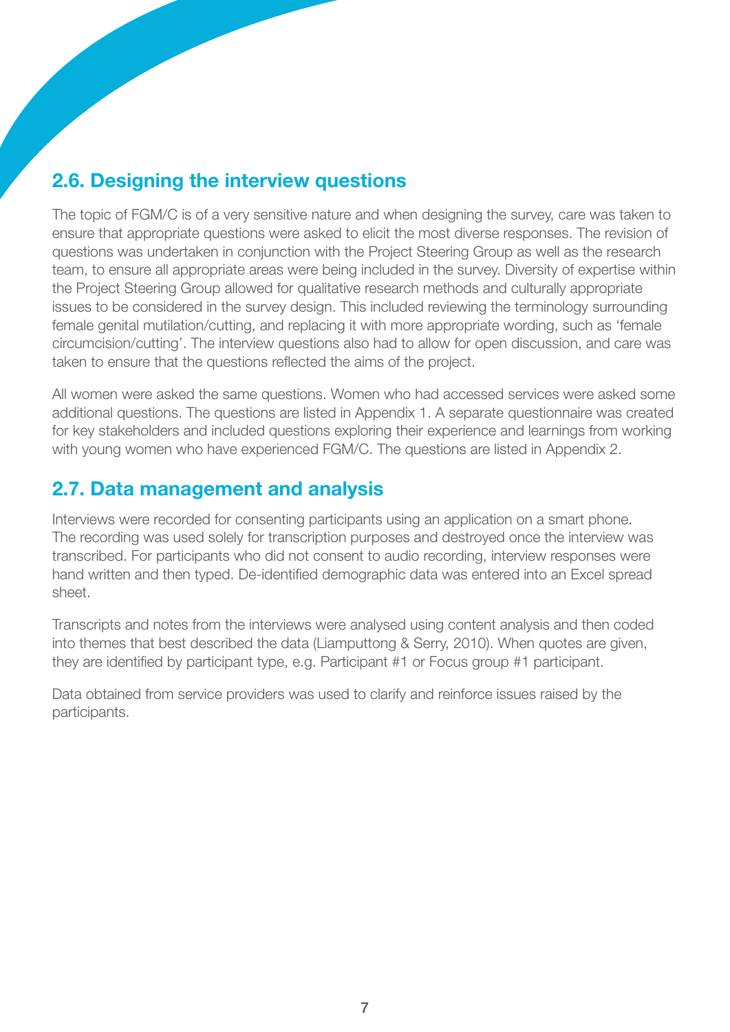## 2.6. Designing the interview questions

The topic of FGM/C is of a very sensitive nature and when designing the survey, care was taken to ensure that appropriate questions were asked to elicit the most diverse responses. The revision of questions was undertaken in conjunction with the Project Steering Group as well as the research team, to ensure all appropriate areas were being included in the survey. Diversity of expertise within the Project Steering Group allowed for qualitative research methods and culturally appropriate issues to be considered in the survey design. This included reviewing the terminology surrounding female genital mutilation/cutting, and replacing it with more appropriate wording, such as 'female circumcision/cutting'. The interview questions also had to allow for open discussion, and care was taken to ensure that the questions reflected the aims of the project.

All women were asked the same questions. Women who had accessed services were asked some additional questions. The questions are listed in Appendix 1. A separate questionnaire was created for key stakeholders and included questions exploring their experience and learnings from working with young women who have experienced FGM/C. The questions are listed in Appendix 2.

## 2.7. Data management and analysis

Interviews were recorded for consenting participants using an application on a smart phone. The recording was used solely for transcription purposes and destroyed once the interview was transcribed. For participants who did not consent to audio recording, interview responses were hand written and then typed. De-identified demographic data was entered into an Excel spread sheet.

Transcripts and notes from the interviews were analysed using content analysis and then coded into themes that best described the data (Liamputtong & Serry, 2010). When quotes are given, they are identified by participant type, e.g. Participant #1 or Focus group #1 participant.

Data obtained from service providers was used to clarify and reinforce issues raised by the participants.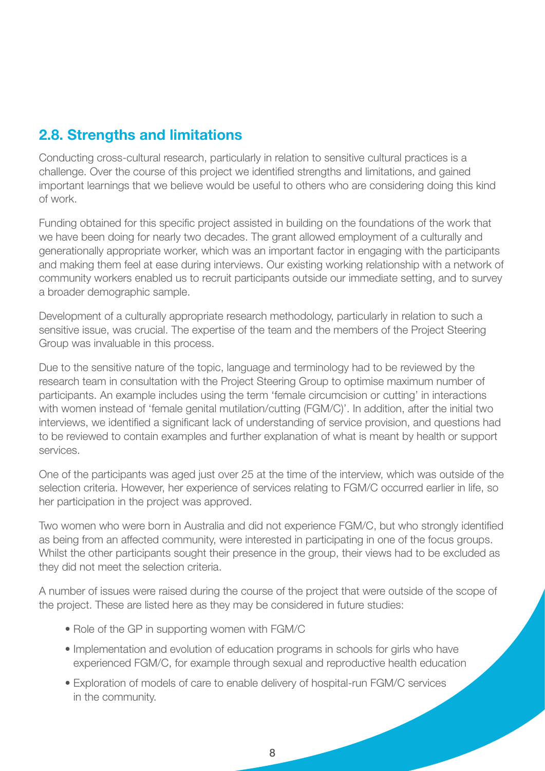## 2.8. Strengths and limitations

Conducting cross-cultural research, particularly in relation to sensitive cultural practices is a challenge. Over the course of this project we identified strengths and limitations, and gained important learnings that we believe would be useful to others who are considering doing this kind of work.

Funding obtained for this specific project assisted in building on the foundations of the work that we have been doing for nearly two decades. The grant allowed employment of a culturally and generationally appropriate worker, which was an important factor in engaging with the participants and making them feel at ease during interviews. Our existing working relationship with a network of community workers enabled us to recruit participants outside our immediate setting, and to survey a broader demographic sample.

Development of a culturally appropriate research methodology, particularly in relation to such a sensitive issue, was crucial. The expertise of the team and the members of the Project Steering Group was invaluable in this process.

Due to the sensitive nature of the topic, language and terminology had to be reviewed by the research team in consultation with the Project Steering Group to optimise maximum number of participants. An example includes using the term 'female circumcision or cutting' in interactions with women instead of 'female genital mutilation/cutting (FGM/C)'. In addition, after the initial two interviews, we identified a significant lack of understanding of service provision, and questions had to be reviewed to contain examples and further explanation of what is meant by health or support services.

One of the participants was aged just over 25 at the time of the interview, which was outside of the selection criteria. However, her experience of services relating to FGM/C occurred earlier in life, so her participation in the project was approved.

Two women who were born in Australia and did not experience FGM/C, but who strongly identified as being from an affected community, were interested in participating in one of the focus groups. Whilst the other participants sought their presence in the group, their views had to be excluded as they did not meet the selection criteria.

A number of issues were raised during the course of the project that were outside of the scope of the project. These are listed here as they may be considered in future studies:

- Role of the GP in supporting women with FGM/C
- Implementation and evolution of education programs in schools for girls who have experienced FGM/C, for example through sexual and reproductive health education
- Exploration of models of care to enable delivery of hospital-run FGM/C services in the community.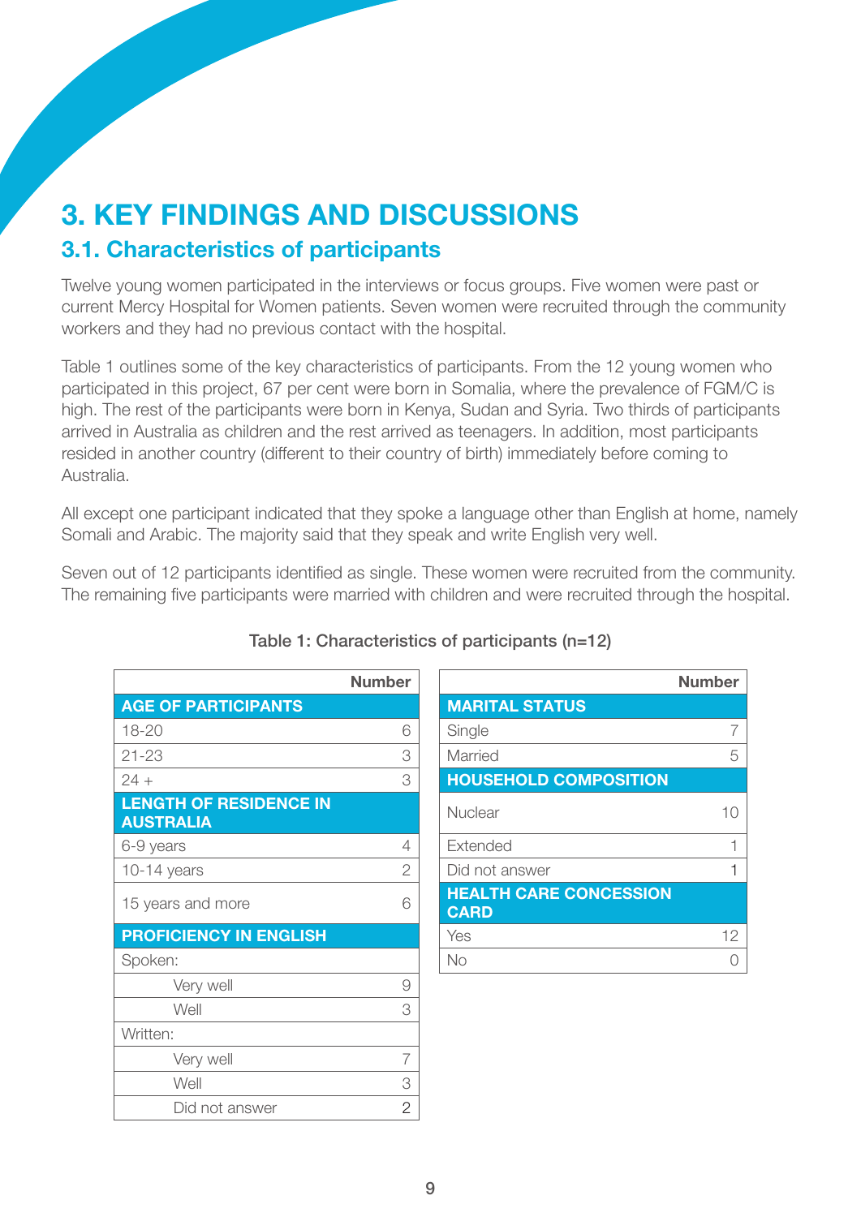# 3. KEY FINDINGS AND DISCUSSIONS

## 3.1. Characteristics of participants

Twelve young women participated in the interviews or focus groups. Five women were past or current Mercy Hospital for Women patients. Seven women were recruited through the community workers and they had no previous contact with the hospital.

Table 1 outlines some of the key characteristics of participants. From the 12 young women who participated in this project, 67 per cent were born in Somalia, where the prevalence of FGM/C is high. The rest of the participants were born in Kenya, Sudan and Syria. Two thirds of participants arrived in Australia as children and the rest arrived as teenagers. In addition, most participants resided in another country (different to their country of birth) immediately before coming to Australia.

All except one participant indicated that they spoke a language other than English at home, namely Somali and Arabic. The majority said that they speak and write English very well.

Seven out of 12 participants identified as single. These women were recruited from the community. The remaining five participants were married with children and were recruited through the hospital.

Table 1: Characteristics of participants (n=12)

| | Number |
|---|---|
| **AGE OF PARTICIPANTS** | |
| 18-20 | 6 |
| 21-23 | 3 |
| 24 + | 3 |
| **LENGTH OF RESIDENCE IN AUSTRALIA** | |
| 6-9 years | 4 |
| 10-14 years | 2 |
| 15 years and more | 6 |
| **PROFICIENCY IN ENGLISH** | |
| Spoken: | |
| Very well | 9 |
| Well | 3 |
| Written: | |
| Very well | 7 |
| Well | 3 |
| Did not answer | 2 |

| | Number |
|---|---|
| **MARITAL STATUS** | |
| Single | 7 |
| Married | 5 |
| **HOUSEHOLD COMPOSITION** | |
| Nuclear | 10 |
| Extended | 1 |
| Did not answer | 1 |
| **HEALTH CARE CONCESSION CARD** | |
| Yes | 12 |
| No | 0 |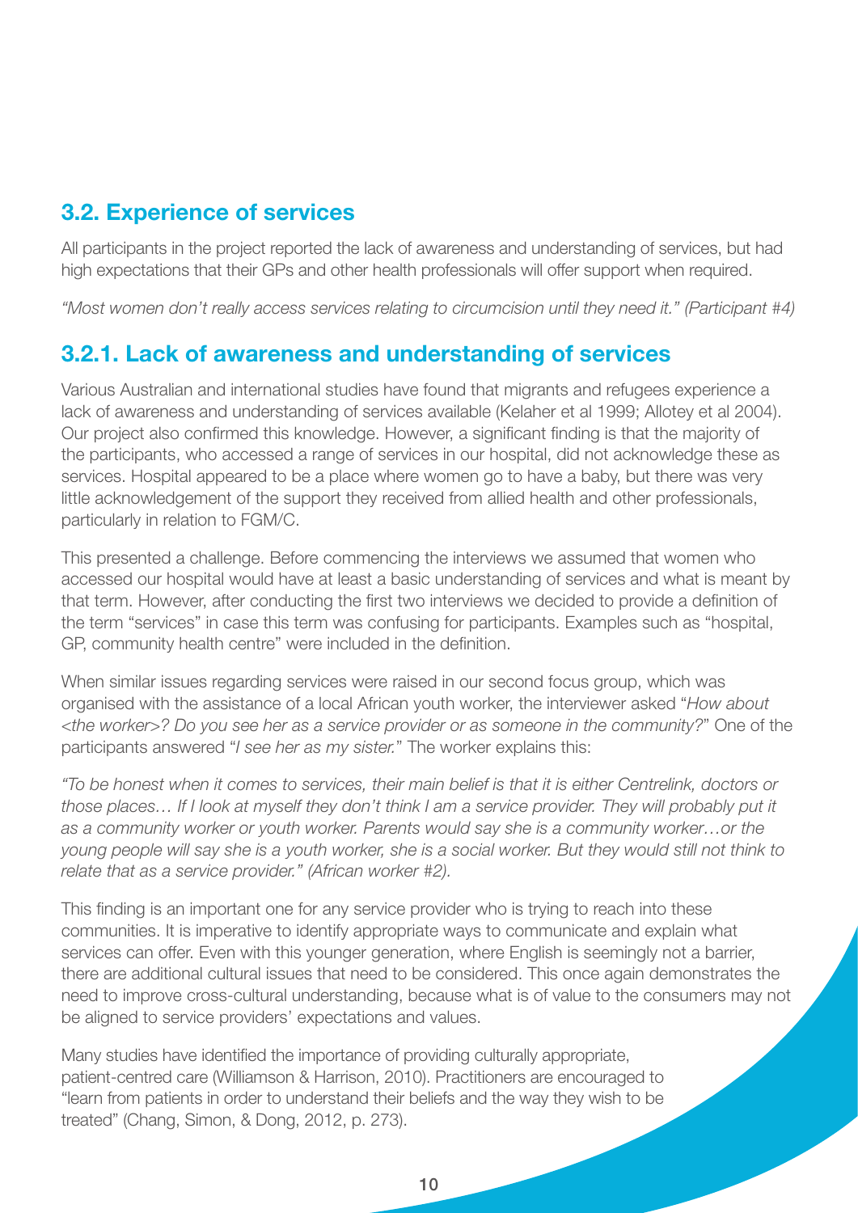## 3.2. Experience of services

All participants in the project reported the lack of awareness and understanding of services, but had high expectations that their GPs and other health professionals will offer support when required.

*"Most women don't really access services relating to circumcision until they need it." (Participant #4)*

### 3.2.1. Lack of awareness and understanding of services

Various Australian and international studies have found that migrants and refugees experience a lack of awareness and understanding of services available (Kelaher et al 1999; Allotey et al 2004). Our project also confirmed this knowledge. However, a significant finding is that the majority of the participants, who accessed a range of services in our hospital, did not acknowledge these as services. Hospital appeared to be a place where women go to have a baby, but there was very little acknowledgement of the support they received from allied health and other professionals, particularly in relation to FGM/C.

This presented a challenge. Before commencing the interviews we assumed that women who accessed our hospital would have at least a basic understanding of services and what is meant by that term. However, after conducting the first two interviews we decided to provide a definition of the term "services" in case this term was confusing for participants. Examples such as "hospital, GP, community health centre" were included in the definition.

When similar issues regarding services were raised in our second focus group, which was organised with the assistance of a local African youth worker, the interviewer asked "*How about <the worker>? Do you see her as a service provider or as someone in the community?*" One of the participants answered "*I see her as my sister.*" The worker explains this:

*"To be honest when it comes to services, their main belief is that it is either Centrelink, doctors or those places… If I look at myself they don't think I am a service provider. They will probably put it as a community worker or youth worker. Parents would say she is a community worker…or the young people will say she is a youth worker, she is a social worker. But they would still not think to relate that as a service provider." (African worker #2).*

This finding is an important one for any service provider who is trying to reach into these communities. It is imperative to identify appropriate ways to communicate and explain what services can offer. Even with this younger generation, where English is seemingly not a barrier, there are additional cultural issues that need to be considered. This once again demonstrates the need to improve cross-cultural understanding, because what is of value to the consumers may not be aligned to service providers' expectations and values.

Many studies have identified the importance of providing culturally appropriate, patient-centred care (Williamson & Harrison, 2010). Practitioners are encouraged to "learn from patients in order to understand their beliefs and the way they wish to be treated" (Chang, Simon, & Dong, 2012, p. 273).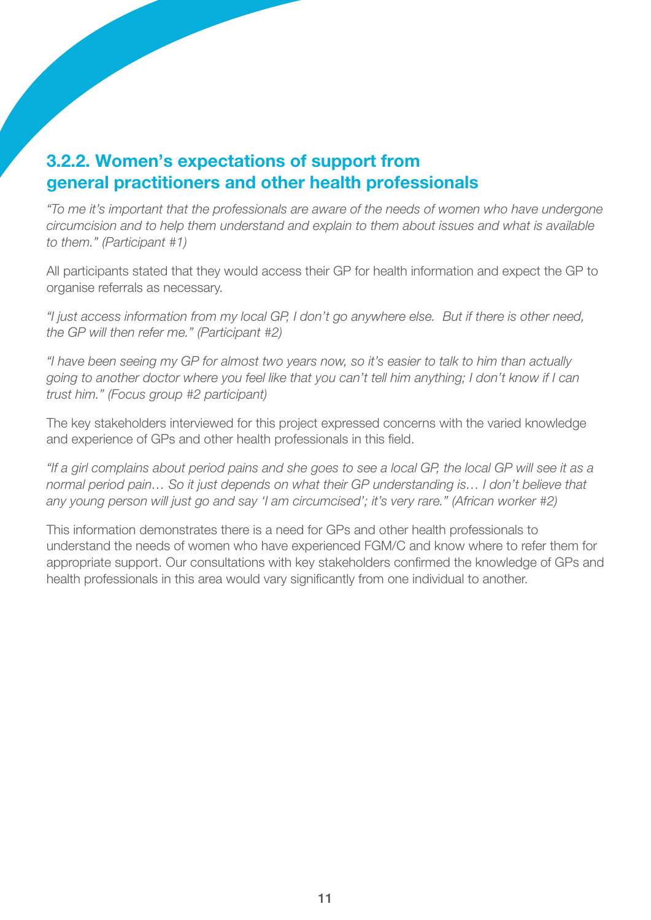### 3.2.2. Women's expectations of support from general practitioners and other health professionals

*"To me it's important that the professionals are aware of the needs of women who have undergone circumcision and to help them understand and explain to them about issues and what is available to them." (Participant #1)*

All participants stated that they would access their GP for health information and expect the GP to organise referrals as necessary.

*"I just access information from my local GP, I don't go anywhere else. But if there is other need, the GP will then refer me." (Participant #2)*

*"I have been seeing my GP for almost two years now, so it's easier to talk to him than actually going to another doctor where you feel like that you can't tell him anything; I don't know if I can trust him." (Focus group #2 participant)*

The key stakeholders interviewed for this project expressed concerns with the varied knowledge and experience of GPs and other health professionals in this field.

*"If a girl complains about period pains and she goes to see a local GP, the local GP will see it as a normal period pain… So it just depends on what their GP understanding is… I don't believe that any young person will just go and say 'I am circumcised'; it's very rare." (African worker #2)*

This information demonstrates there is a need for GPs and other health professionals to understand the needs of women who have experienced FGM/C and know where to refer them for appropriate support. Our consultations with key stakeholders confirmed the knowledge of GPs and health professionals in this area would vary significantly from one individual to another.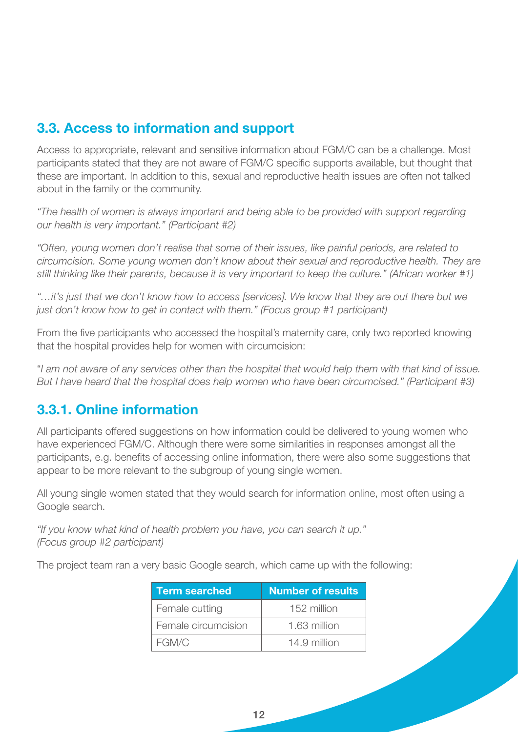## 3.3. Access to information and support

Access to appropriate, relevant and sensitive information about FGM/C can be a challenge. Most participants stated that they are not aware of FGM/C specific supports available, but thought that these are important. In addition to this, sexual and reproductive health issues are often not talked about in the family or the community.

*"The health of women is always important and being able to be provided with support regarding our health is very important." (Participant #2)*

*"Often, young women don't realise that some of their issues, like painful periods, are related to circumcision. Some young women don't know about their sexual and reproductive health. They are still thinking like their parents, because it is very important to keep the culture." (African worker #1)*

*"…it's just that we don't know how to access [services]. We know that they are out there but we just don't know how to get in contact with them." (Focus group #1 participant)*

From the five participants who accessed the hospital's maternity care, only two reported knowing that the hospital provides help for women with circumcision:

*"I am not aware of any services other than the hospital that would help them with that kind of issue. But I have heard that the hospital does help women who have been circumcised." (Participant #3)*

### 3.3.1. Online information

All participants offered suggestions on how information could be delivered to young women who have experienced FGM/C. Although there were some similarities in responses amongst all the participants, e.g. benefits of accessing online information, there were also some suggestions that appear to be more relevant to the subgroup of young single women.

All young single women stated that they would search for information online, most often using a Google search.

*"If you know what kind of health problem you have, you can search it up." (Focus group #2 participant)*

The project team ran a very basic Google search, which came up with the following:

| Term searched | Number of results |
|---|---|
| Female cutting | 152 million |
| Female circumcision | 1.63 million |
| FGM/C | 14.9 million |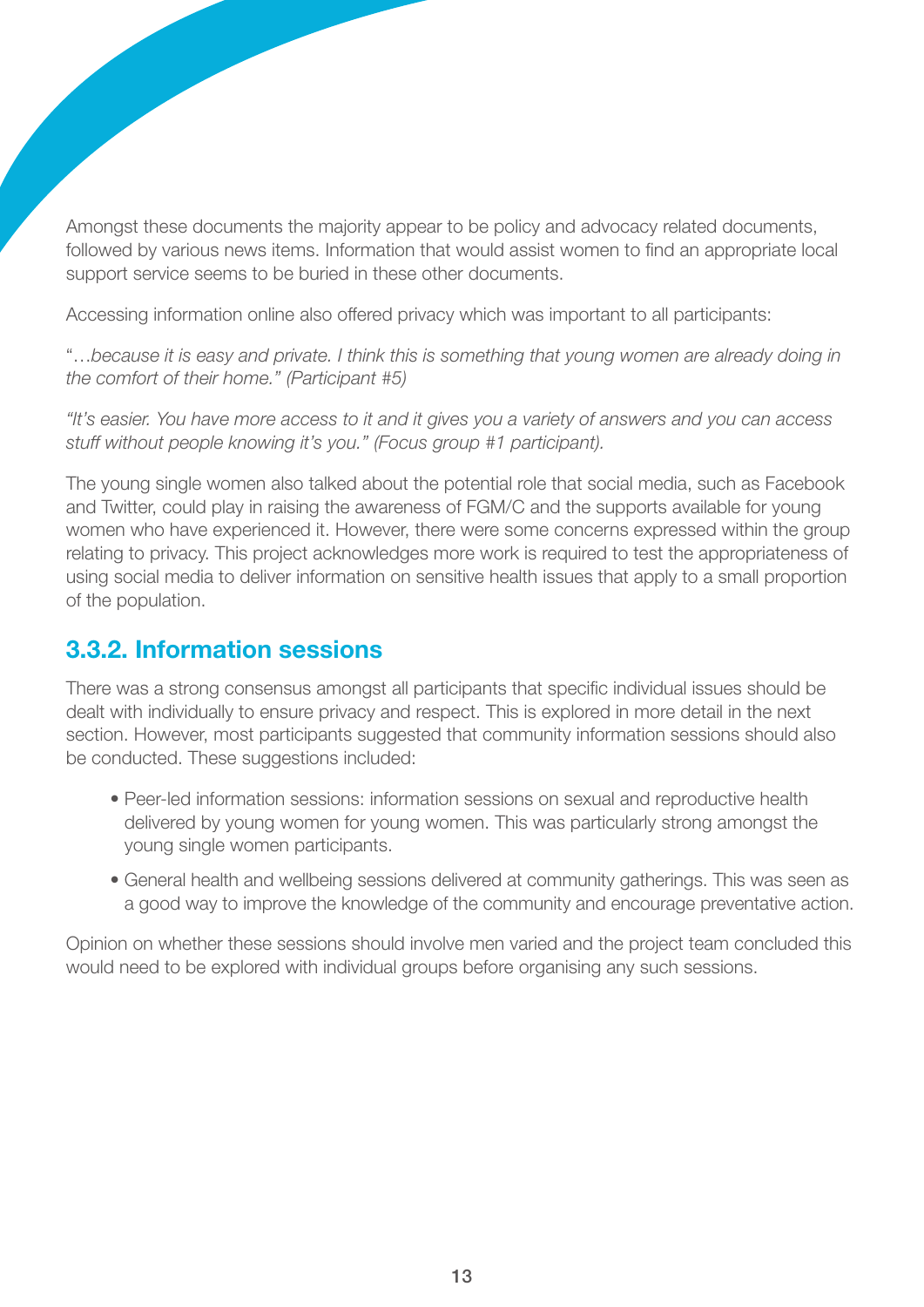Amongst these documents the majority appear to be policy and advocacy related documents, followed by various news items. Information that would assist women to find an appropriate local support service seems to be buried in these other documents.

Accessing information online also offered privacy which was important to all participants:

"…*because it is easy and private. I think this is something that young women are already doing in the comfort of their home." (Participant #5)*

*"It's easier. You have more access to it and it gives you a variety of answers and you can access stuff without people knowing it's you." (Focus group #1 participant).*

The young single women also talked about the potential role that social media, such as Facebook and Twitter, could play in raising the awareness of FGM/C and the supports available for young women who have experienced it. However, there were some concerns expressed within the group relating to privacy. This project acknowledges more work is required to test the appropriateness of using social media to deliver information on sensitive health issues that apply to a small proportion of the population.

### 3.3.2. Information sessions

There was a strong consensus amongst all participants that specific individual issues should be dealt with individually to ensure privacy and respect. This is explored in more detail in the next section. However, most participants suggested that community information sessions should also be conducted. These suggestions included:

- Peer-led information sessions: information sessions on sexual and reproductive health delivered by young women for young women. This was particularly strong amongst the young single women participants.
- General health and wellbeing sessions delivered at community gatherings. This was seen as a good way to improve the knowledge of the community and encourage preventative action.

Opinion on whether these sessions should involve men varied and the project team concluded this would need to be explored with individual groups before organising any such sessions.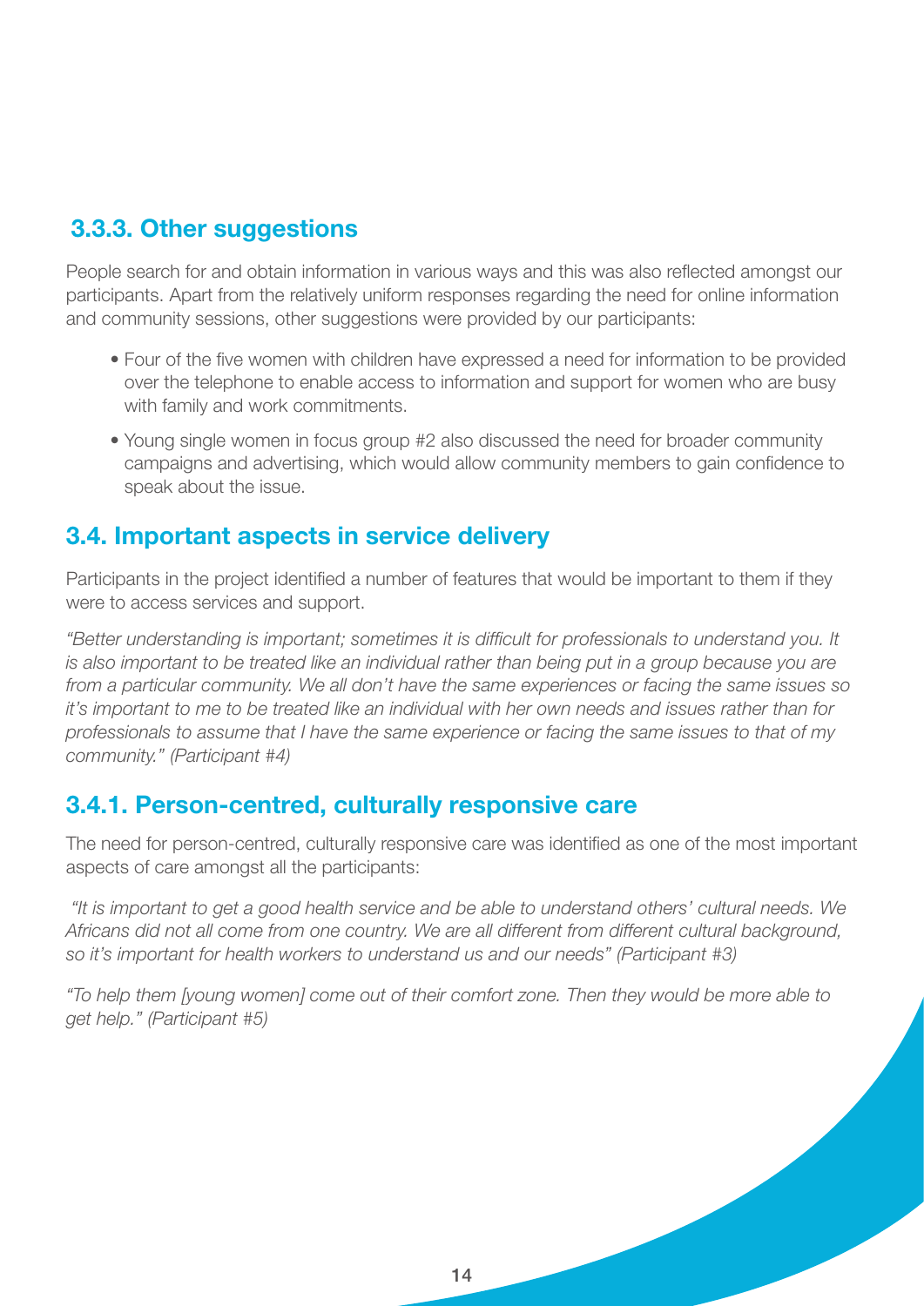### 3.3.3. Other suggestions

People search for and obtain information in various ways and this was also reflected amongst our participants. Apart from the relatively uniform responses regarding the need for online information and community sessions, other suggestions were provided by our participants:

- Four of the five women with children have expressed a need for information to be provided over the telephone to enable access to information and support for women who are busy with family and work commitments.
- Young single women in focus group #2 also discussed the need for broader community campaigns and advertising, which would allow community members to gain confidence to speak about the issue.

## 3.4. Important aspects in service delivery

Participants in the project identified a number of features that would be important to them if they were to access services and support.

*“Better understanding is important; sometimes it is difficult for professionals to understand you. It is also important to be treated like an individual rather than being put in a group because you are from a particular community. We all don’t have the same experiences or facing the same issues so it’s important to me to be treated like an individual with her own needs and issues rather than for professionals to assume that I have the same experience or facing the same issues to that of my community.” (Participant #4)*

### 3.4.1. Person-centred, culturally responsive care

The need for person-centred, culturally responsive care was identified as one of the most important aspects of care amongst all the participants:

*“It is important to get a good health service and be able to understand others’ cultural needs. We Africans did not all come from one country. We are all different from different cultural background, so it’s important for health workers to understand us and our needs” (Participant #3)*

*“To help them [young women] come out of their comfort zone. Then they would be more able to get help.” (Participant #5)*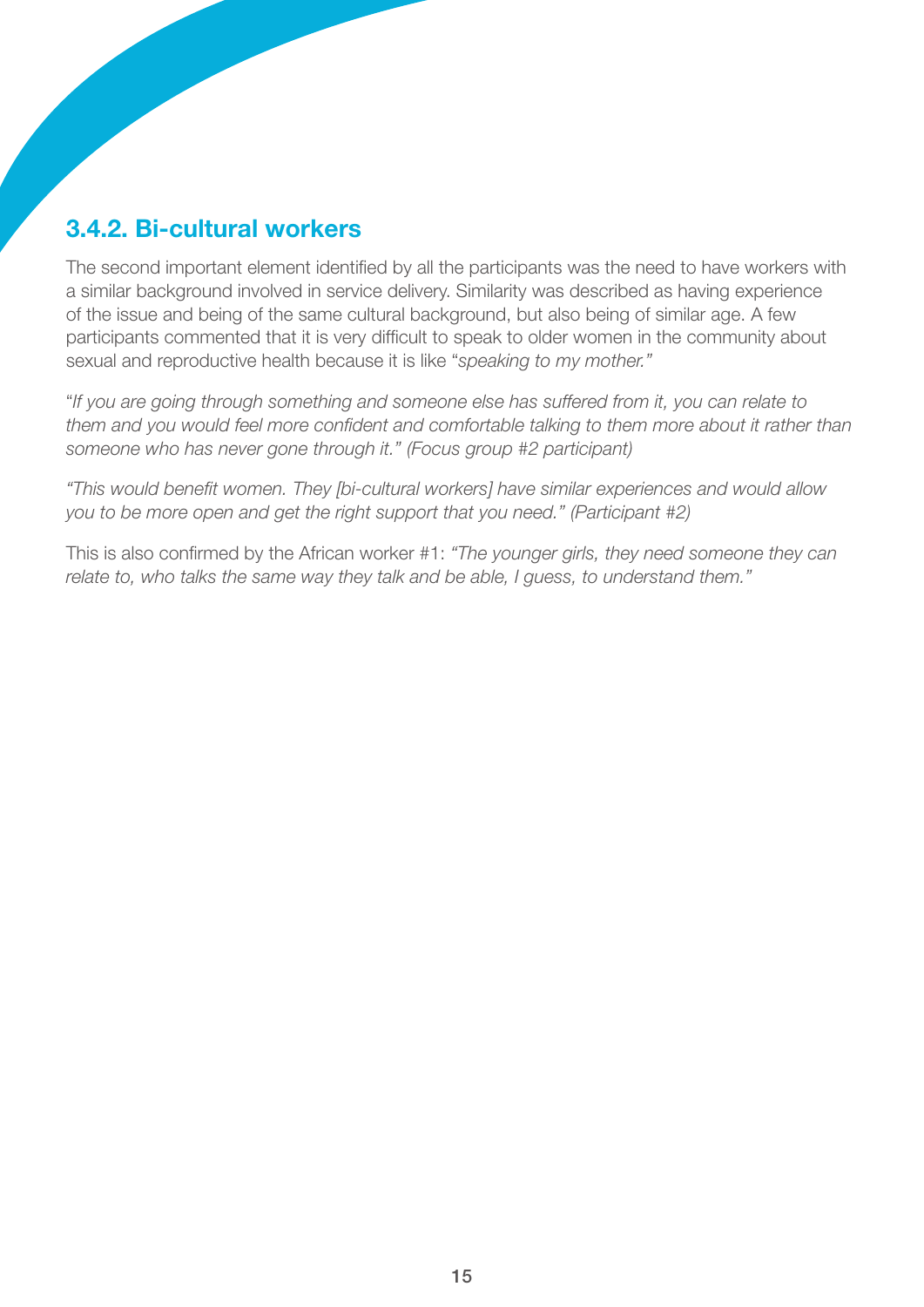### 3.4.2. Bi-cultural workers

The second important element identified by all the participants was the need to have workers with a similar background involved in service delivery. Similarity was described as having experience of the issue and being of the same cultural background, but also being of similar age. A few participants commented that it is very difficult to speak to older women in the community about sexual and reproductive health because it is like "*speaking to my mother.*"

"*If you are going through something and someone else has suffered from it, you can relate to them and you would feel more confident and comfortable talking to them more about it rather than someone who has never gone through it." (Focus group #2 participant)*

*"This would benefit women. They [bi-cultural workers] have similar experiences and would allow you to be more open and get the right support that you need." (Participant #2)*

This is also confirmed by the African worker #1: *"The younger girls, they need someone they can relate to, who talks the same way they talk and be able, I guess, to understand them."*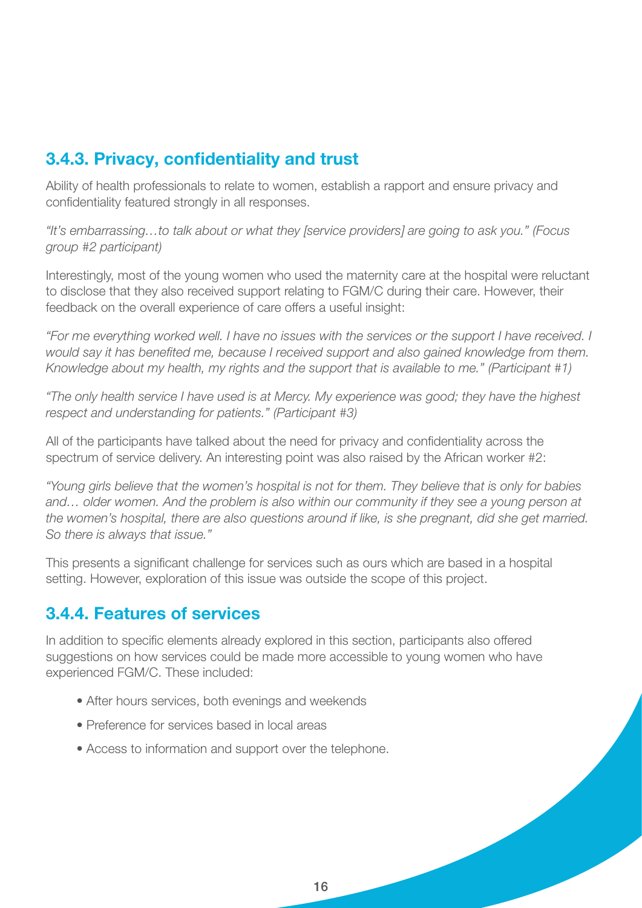### 3.4.3. Privacy, confidentiality and trust

Ability of health professionals to relate to women, establish a rapport and ensure privacy and confidentiality featured strongly in all responses.

*"It's embarrassing…to talk about or what they [service providers] are going to ask you." (Focus group #2 participant)*

Interestingly, most of the young women who used the maternity care at the hospital were reluctant to disclose that they also received support relating to FGM/C during their care. However, their feedback on the overall experience of care offers a useful insight:

*"For me everything worked well. I have no issues with the services or the support I have received. I would say it has benefited me, because I received support and also gained knowledge from them. Knowledge about my health, my rights and the support that is available to me." (Participant #1)*

*"The only health service I have used is at Mercy. My experience was good; they have the highest respect and understanding for patients." (Participant #3)*

All of the participants have talked about the need for privacy and confidentiality across the spectrum of service delivery. An interesting point was also raised by the African worker #2:

*"Young girls believe that the women's hospital is not for them. They believe that is only for babies and… older women. And the problem is also within our community if they see a young person at the women's hospital, there are also questions around if like, is she pregnant, did she get married. So there is always that issue."*

This presents a significant challenge for services such as ours which are based in a hospital setting. However, exploration of this issue was outside the scope of this project.

### 3.4.4. Features of services

In addition to specific elements already explored in this section, participants also offered suggestions on how services could be made more accessible to young women who have experienced FGM/C. These included:

- After hours services, both evenings and weekends
- Preference for services based in local areas
- Access to information and support over the telephone.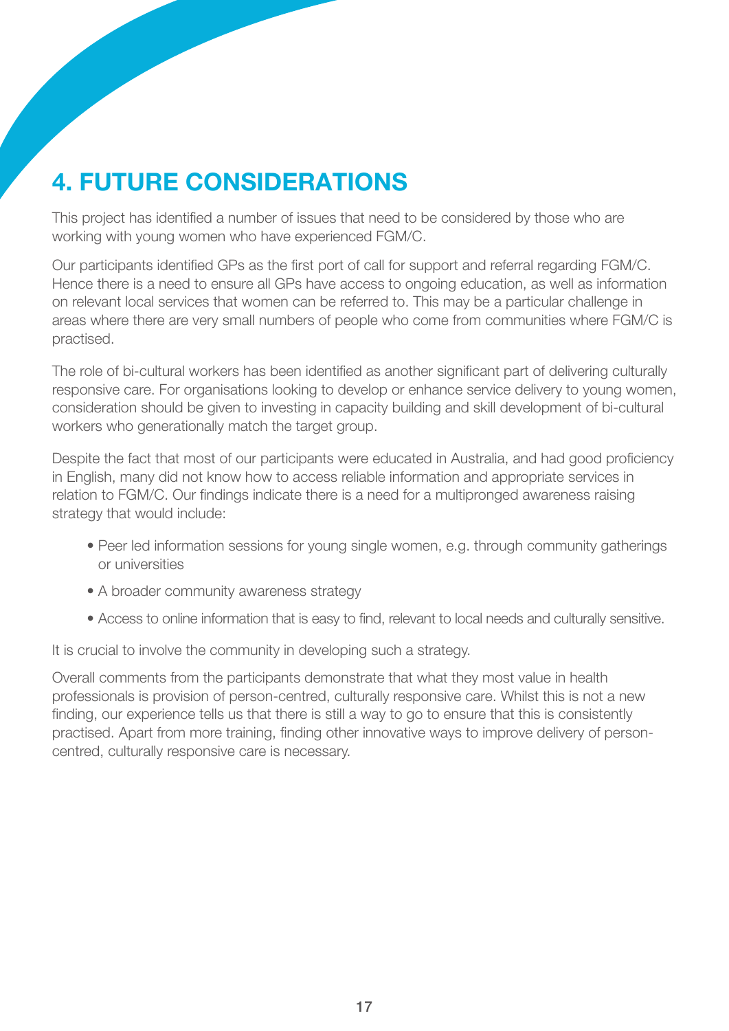# 4. FUTURE CONSIDERATIONS

This project has identified a number of issues that need to be considered by those who are working with young women who have experienced FGM/C.

Our participants identified GPs as the first port of call for support and referral regarding FGM/C. Hence there is a need to ensure all GPs have access to ongoing education, as well as information on relevant local services that women can be referred to. This may be a particular challenge in areas where there are very small numbers of people who come from communities where FGM/C is practised.

The role of bi-cultural workers has been identified as another significant part of delivering culturally responsive care. For organisations looking to develop or enhance service delivery to young women, consideration should be given to investing in capacity building and skill development of bi-cultural workers who generationally match the target group.

Despite the fact that most of our participants were educated in Australia, and had good proficiency in English, many did not know how to access reliable information and appropriate services in relation to FGM/C. Our findings indicate there is a need for a multipronged awareness raising strategy that would include:

- Peer led information sessions for young single women, e.g. through community gatherings or universities
- A broader community awareness strategy
- Access to online information that is easy to find, relevant to local needs and culturally sensitive.

It is crucial to involve the community in developing such a strategy.

Overall comments from the participants demonstrate that what they most value in health professionals is provision of person-centred, culturally responsive care. Whilst this is not a new finding, our experience tells us that there is still a way to go to ensure that this is consistently practised. Apart from more training, finding other innovative ways to improve delivery of person-centred, culturally responsive care is necessary.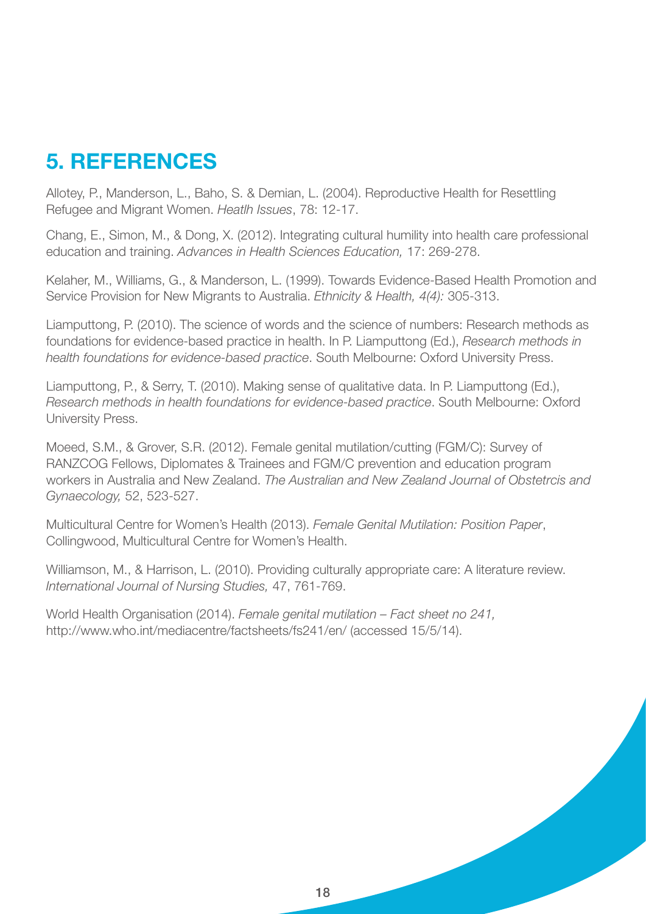# 5. REFERENCES

Allotey, P., Manderson, L., Baho, S. & Demian, L. (2004). Reproductive Health for Resettling Refugee and Migrant Women. *Heatlh Issues*, 78: 12-17.

Chang, E., Simon, M., & Dong, X. (2012). Integrating cultural humility into health care professional education and training. *Advances in Health Sciences Education,* 17: 269-278.

Kelaher, M., Williams, G., & Manderson, L. (1999). Towards Evidence-Based Health Promotion and Service Provision for New Migrants to Australia. *Ethnicity & Health, 4(4):* 305-313.

Liamputtong, P. (2010). The science of words and the science of numbers: Research methods as foundations for evidence-based practice in health. In P. Liamputtong (Ed.), *Research methods in health foundations for evidence-based practice*. South Melbourne: Oxford University Press.

Liamputtong, P., & Serry, T. (2010). Making sense of qualitative data. In P. Liamputtong (Ed.), *Research methods in health foundations for evidence-based practice*. South Melbourne: Oxford University Press.

Moeed, S.M., & Grover, S.R. (2012). Female genital mutilation/cutting (FGM/C): Survey of RANZCOG Fellows, Diplomates & Trainees and FGM/C prevention and education program workers in Australia and New Zealand. *The Australian and New Zealand Journal of Obstetrcis and Gynaecology,* 52, 523-527.

Multicultural Centre for Women's Health (2013). *Female Genital Mutilation: Position Paper*, Collingwood, Multicultural Centre for Women's Health.

Williamson, M., & Harrison, L. (2010). Providing culturally appropriate care: A literature review. *International Journal of Nursing Studies,* 47, 761-769.

World Health Organisation (2014). *Female genital mutilation – Fact sheet no 241,* http://www.who.int/mediacentre/factsheets/fs241/en/ (accessed 15/5/14).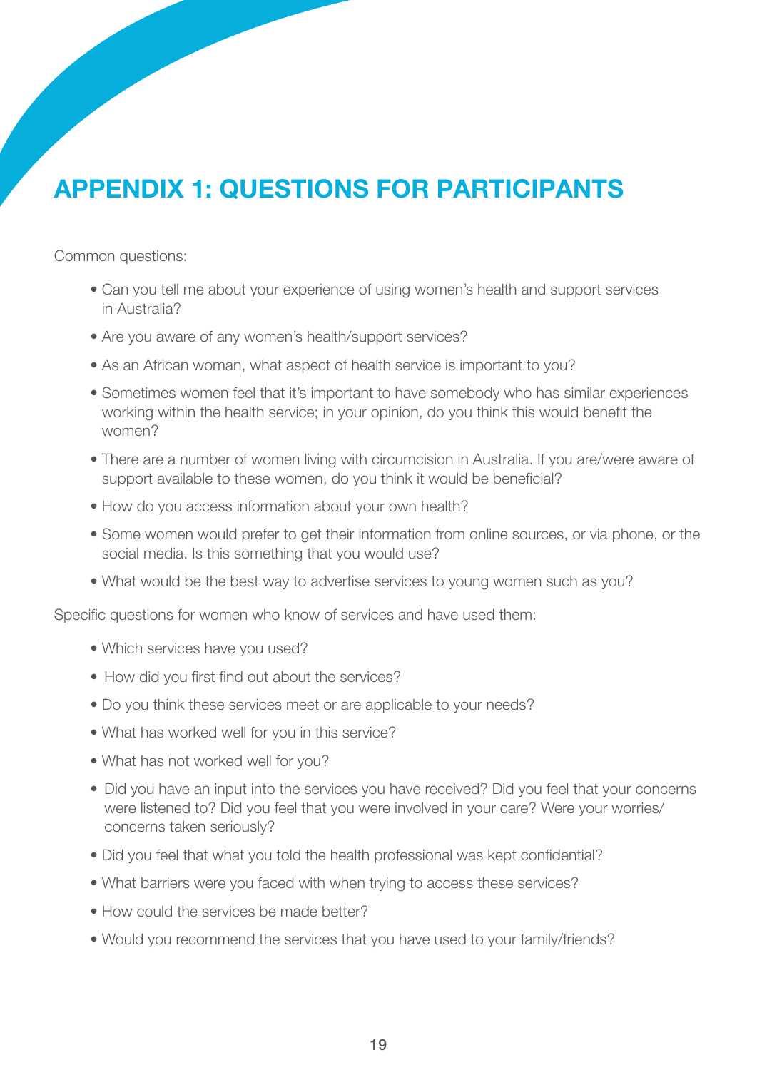# APPENDIX 1: QUESTIONS FOR PARTICIPANTS

Common questions:

- Can you tell me about your experience of using women's health and support services in Australia?
- Are you aware of any women's health/support services?
- As an African woman, what aspect of health service is important to you?
- Sometimes women feel that it's important to have somebody who has similar experiences working within the health service; in your opinion, do you think this would benefit the women?
- There are a number of women living with circumcision in Australia. If you are/were aware of support available to these women, do you think it would be beneficial?
- How do you access information about your own health?
- Some women would prefer to get their information from online sources, or via phone, or the social media. Is this something that you would use?
- What would be the best way to advertise services to young women such as you?

Specific questions for women who know of services and have used them:

- Which services have you used?
- How did you first find out about the services?
- Do you think these services meet or are applicable to your needs?
- What has worked well for you in this service?
- What has not worked well for you?
- Did you have an input into the services you have received? Did you feel that your concerns were listened to? Did you feel that you were involved in your care? Were your worries/concerns taken seriously?
- Did you feel that what you told the health professional was kept confidential?
- What barriers were you faced with when trying to access these services?
- How could the services be made better?
- Would you recommend the services that you have used to your family/friends?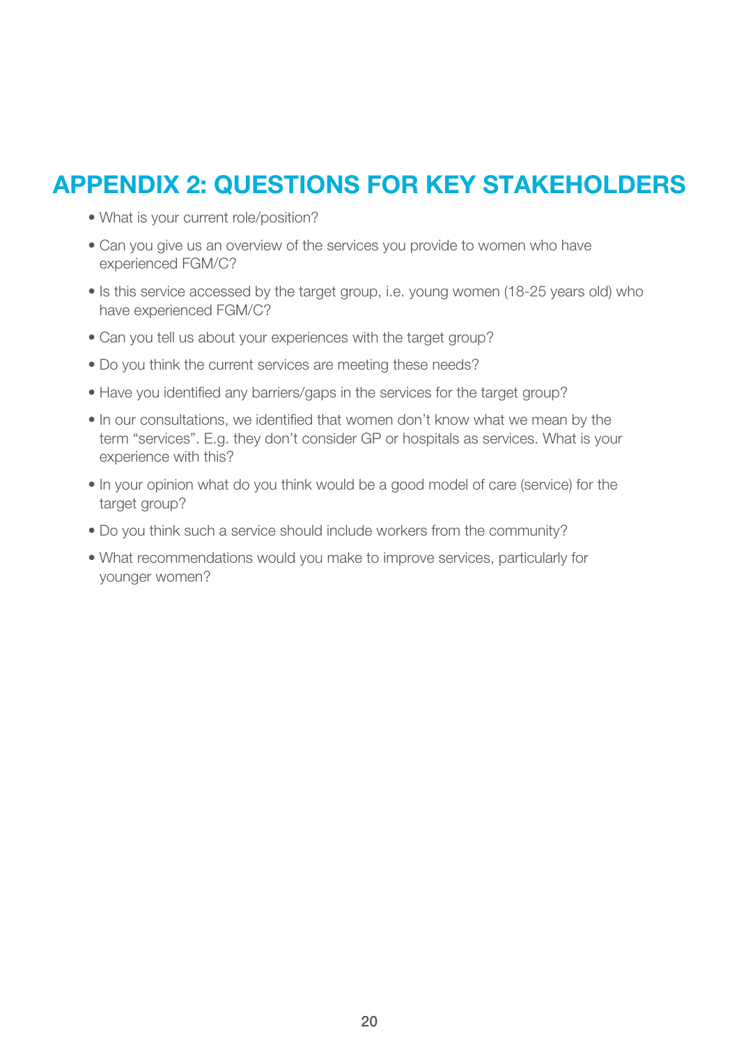# APPENDIX 2: QUESTIONS FOR KEY STAKEHOLDERS

- What is your current role/position?
- Can you give us an overview of the services you provide to women who have experienced FGM/C?
- Is this service accessed by the target group, i.e. young women (18-25 years old) who have experienced FGM/C?
- Can you tell us about your experiences with the target group?
- Do you think the current services are meeting these needs?
- Have you identified any barriers/gaps in the services for the target group?
- In our consultations, we identified that women don't know what we mean by the term "services". E.g. they don't consider GP or hospitals as services. What is your experience with this?
- In your opinion what do you think would be a good model of care (service) for the target group?
- Do you think such a service should include workers from the community?
- What recommendations would you make to improve services, particularly for younger women?